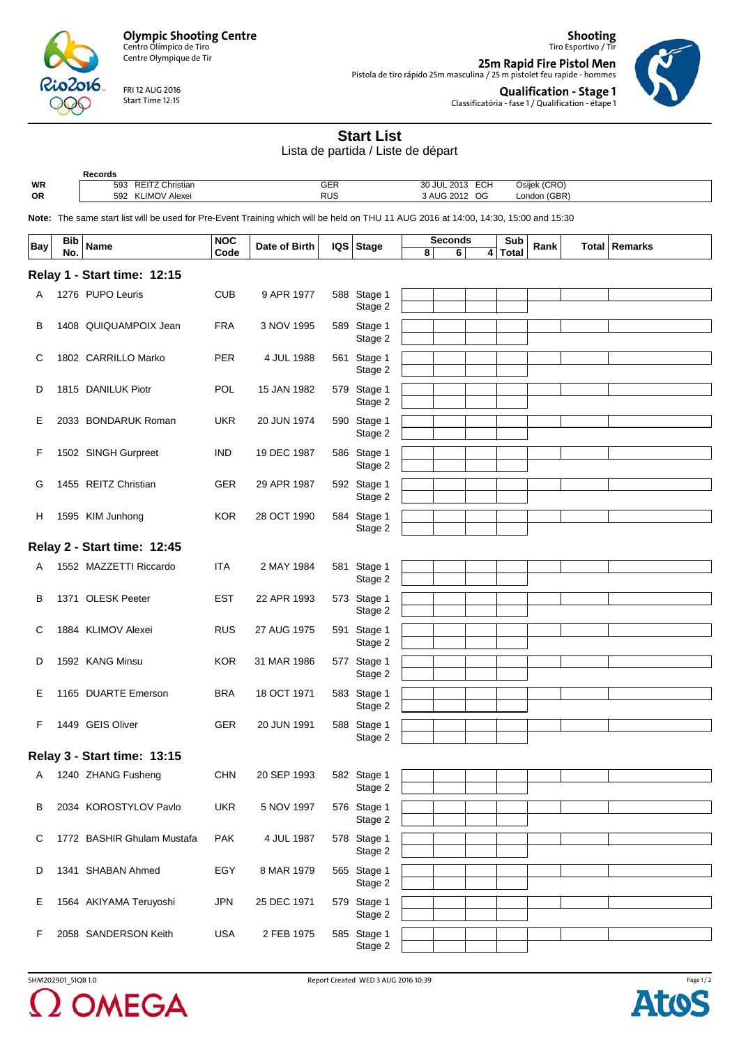**Olympic Shooting Centre**
Centro Olímpico de Tiro
Centre Olympique de Tir

FRI 12 AUG 2016
Start Time 12:15

**Shooting**
Tiro Esportivo / Tir

**25m Rapid Fire Pistol Men**
Pistola de tiro rápido 25m masculina / 25 m pistolet feu rapide - hommes

**Qualification - Stage 1**
Classificatória - fase 1 / Qualification - étape 1

# Start List

Lista de partida / Liste de départ

| | Records | | | |
|---|---|---|---|---|
| WR | 593 REITZ Christian | GER | 30 JUL 2013 ECH | Osijek (CRO) |
| OR | 592 KLIMOV Alexei | RUS | 3 AUG 2012 OG | London (GBR) |

**Note:** The same start list will be used for Pre-Event Training which will be held on THU 11 AUG 2016 at 14:00, 14:30, 15:00 and 15:30

## Relay 1 - Start time: 12:15

| Bay | Bib No. | Name | NOC Code | Date of Birth | IQS | Stage | Seconds 8 | Seconds 6 | Seconds 4 | Sub Total | Rank | Total | Remarks |
|---|---|---|---|---|---|---|---|---|---|---|---|---|---|
| A | 1276 | PUPO Leuris | CUB | 9 APR 1977 | 588 | Stage 1 / Stage 2 | | | | | | | |
| B | 1408 | QUIQUAMPOIX Jean | FRA | 3 NOV 1995 | 589 | Stage 1 / Stage 2 | | | | | | | |
| C | 1802 | CARRILLO Marko | PER | 4 JUL 1988 | 561 | Stage 1 / Stage 2 | | | | | | | |
| D | 1815 | DANILUK Piotr | POL | 15 JAN 1982 | 579 | Stage 1 / Stage 2 | | | | | | | |
| E | 2033 | BONDARUK Roman | UKR | 20 JUN 1974 | 590 | Stage 1 / Stage 2 | | | | | | | |
| F | 1502 | SINGH Gurpreet | IND | 19 DEC 1987 | 586 | Stage 1 / Stage 2 | | | | | | | |
| G | 1455 | REITZ Christian | GER | 29 APR 1987 | 592 | Stage 1 / Stage 2 | | | | | | | |
| H | 1595 | KIM Junhong | KOR | 28 OCT 1990 | 584 | Stage 1 / Stage 2 | | | | | | | |

## Relay 2 - Start time: 12:45

| Bay | Bib No. | Name | NOC Code | Date of Birth | IQS | Stage | Seconds 8 | Seconds 6 | Seconds 4 | Sub Total | Rank | Total | Remarks |
|---|---|---|---|---|---|---|---|---|---|---|---|---|---|
| A | 1552 | MAZZETTI Riccardo | ITA | 2 MAY 1984 | 581 | Stage 1 / Stage 2 | | | | | | | |
| B | 1371 | OLESK Peeter | EST | 22 APR 1993 | 573 | Stage 1 / Stage 2 | | | | | | | |
| C | 1884 | KLIMOV Alexei | RUS | 27 AUG 1975 | 591 | Stage 1 / Stage 2 | | | | | | | |
| D | 1592 | KANG Minsu | KOR | 31 MAR 1986 | 577 | Stage 1 / Stage 2 | | | | | | | |
| E | 1165 | DUARTE Emerson | BRA | 18 OCT 1971 | 583 | Stage 1 / Stage 2 | | | | | | | |
| F | 1449 | GEIS Oliver | GER | 20 JUN 1991 | 588 | Stage 1 / Stage 2 | | | | | | | |

## Relay 3 - Start time: 13:15

| Bay | Bib No. | Name | NOC Code | Date of Birth | IQS | Stage | Seconds 8 | Seconds 6 | Seconds 4 | Sub Total | Rank | Total | Remarks |
|---|---|---|---|---|---|---|---|---|---|---|---|---|---|
| A | 1240 | ZHANG Fusheng | CHN | 20 SEP 1993 | 582 | Stage 1 / Stage 2 | | | | | | | |
| B | 2034 | KOROSTYLOV Pavlo | UKR | 5 NOV 1997 | 576 | Stage 1 / Stage 2 | | | | | | | |
| C | 1772 | BASHIR Ghulam Mustafa | PAK | 4 JUL 1987 | 578 | Stage 1 / Stage 2 | | | | | | | |
| D | 1341 | SHABAN Ahmed | EGY | 8 MAR 1979 | 565 | Stage 1 / Stage 2 | | | | | | | |
| E | 1564 | AKIYAMA Teruyoshi | JPN | 25 DEC 1971 | 579 | Stage 1 / Stage 2 | | | | | | | |
| F | 2058 | SANDERSON Keith | USA | 2 FEB 1975 | 585 | Stage 1 / Stage 2 | | | | | | | |

SHM202901_51QB 1.0 — Report Created WED 3 AUG 2016 10:39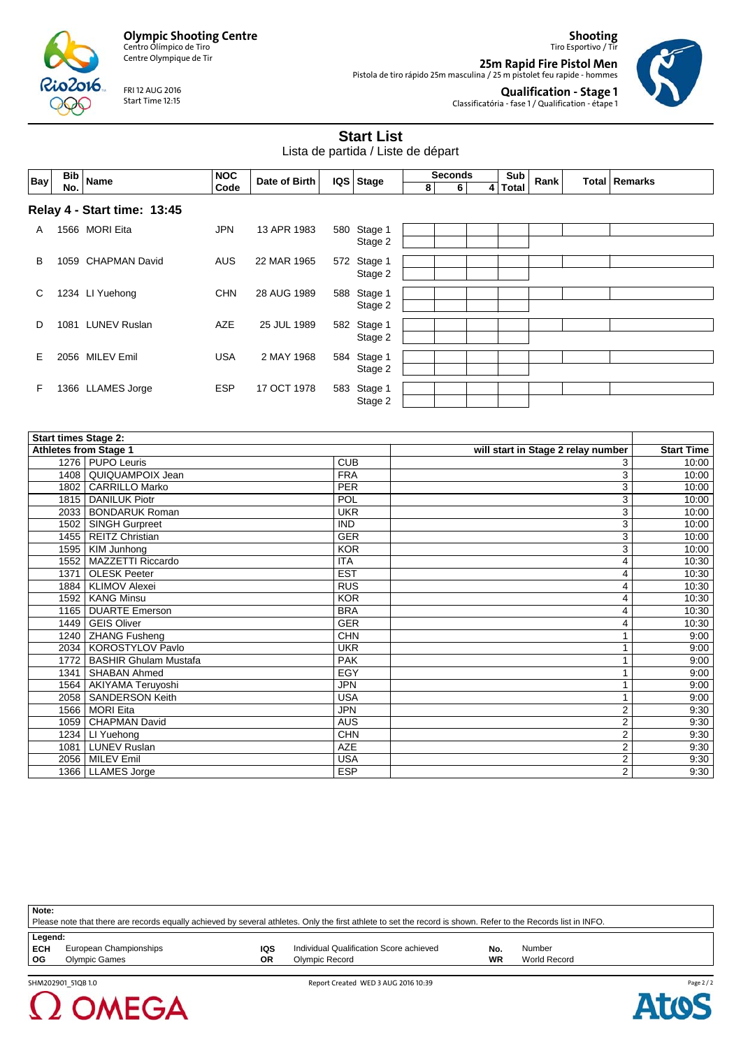Olympic Shooting Centre
Centro Olímpico de Tiro
Centre Olympique de Tir

FRI 12 AUG 2016
Start Time 12:15

**Shooting**
Tiro Esportivo / Tir

**25m Rapid Fire Pistol Men**
Pistola de tiro rápido 25m masculina / 25 m pistolet feu rapide - hommes

**Qualification - Stage 1**
Classificatória - fase 1 / Qualification - étape 1

# Start List
Lista de partida / Liste de départ

| Bay | Bib No. | Name | NOC Code | Date of Birth | IQS | Stage | Seconds 8 | Seconds 6 | Seconds 4 | Sub Total | Rank | Total | Remarks |
|---|---|---|---|---|---|---|---|---|---|---|---|---|---|
| **Relay 4 - Start time: 13:45** | | | | | | | | | | | | | |
| A | 1566 | MORI Eita | JPN | 13 APR 1983 | 580 | Stage 1 | | | | | | | |
| | | | | | | Stage 2 | | | | | | | |
| B | 1059 | CHAPMAN David | AUS | 22 MAR 1965 | 572 | Stage 1 | | | | | | | |
| | | | | | | Stage 2 | | | | | | | |
| C | 1234 | LI Yuehong | CHN | 28 AUG 1989 | 588 | Stage 1 | | | | | | | |
| | | | | | | Stage 2 | | | | | | | |
| D | 1081 | LUNEV Ruslan | AZE | 25 JUL 1989 | 582 | Stage 1 | | | | | | | |
| | | | | | | Stage 2 | | | | | | | |
| E | 2056 | MILEV Emil | USA | 2 MAY 1968 | 584 | Stage 1 | | | | | | | |
| | | | | | | Stage 2 | | | | | | | |
| F | 1366 | LLAMES Jorge | ESP | 17 OCT 1978 | 583 | Stage 1 | | | | | | | |
| | | | | | | Stage 2 | | | | | | | |

| Start times Stage 2: Athletes from Stage 1 | | | will start in Stage 2 relay number | Start Time |
|---|---|---|---|---|
| 1276 | PUPO Leuris | CUB | 3 | 10:00 |
| 1408 | QUIQUAMPOIX Jean | FRA | 3 | 10:00 |
| 1802 | CARRILLO Marko | PER | 3 | 10:00 |
| 1815 | DANILUK Piotr | POL | 3 | 10:00 |
| 2033 | BONDARUK Roman | UKR | 3 | 10:00 |
| 1502 | SINGH Gurpreet | IND | 3 | 10:00 |
| 1455 | REITZ Christian | GER | 3 | 10:00 |
| 1595 | KIM Junhong | KOR | 3 | 10:00 |
| 1552 | MAZZETTI Riccardo | ITA | 4 | 10:30 |
| 1371 | OLESK Peeter | EST | 4 | 10:30 |
| 1884 | KLIMOV Alexei | RUS | 4 | 10:30 |
| 1592 | KANG Minsu | KOR | 4 | 10:30 |
| 1165 | DUARTE Emerson | BRA | 4 | 10:30 |
| 1449 | GEIS Oliver | GER | 4 | 10:30 |
| 1240 | ZHANG Fusheng | CHN | 1 | 9:00 |
| 2034 | KOROSTYLOV Pavlo | UKR | 1 | 9:00 |
| 1772 | BASHIR Ghulam Mustafa | PAK | 1 | 9:00 |
| 1341 | SHABAN Ahmed | EGY | 1 | 9:00 |
| 1564 | AKIYAMA Teruyoshi | JPN | 1 | 9:00 |
| 2058 | SANDERSON Keith | USA | 1 | 9:00 |
| 1566 | MORI Eita | JPN | 2 | 9:30 |
| 1059 | CHAPMAN David | AUS | 2 | 9:30 |
| 1234 | LI Yuehong | CHN | 2 | 9:30 |
| 1081 | LUNEV Ruslan | AZE | 2 | 9:30 |
| 2056 | MILEV Emil | USA | 2 | 9:30 |
| 1366 | LLAMES Jorge | ESP | 2 | 9:30 |

**Note:**
Please note that there are records equally achieved by several athletes. Only the first athlete to set the record is shown. Refer to the Records list in INFO.

**Legend:**

| | | | | | |
|---|---|---|---|---|---|
| **ECH** | European Championships | **IQS** | Individual Qualification Score achieved | **No.** | Number |
| **OG** | Olympic Games | **OR** | Olympic Record | **WR** | World Record |

SHM202901_51QB 1.0 — Report Created WED 3 AUG 2016 10:39